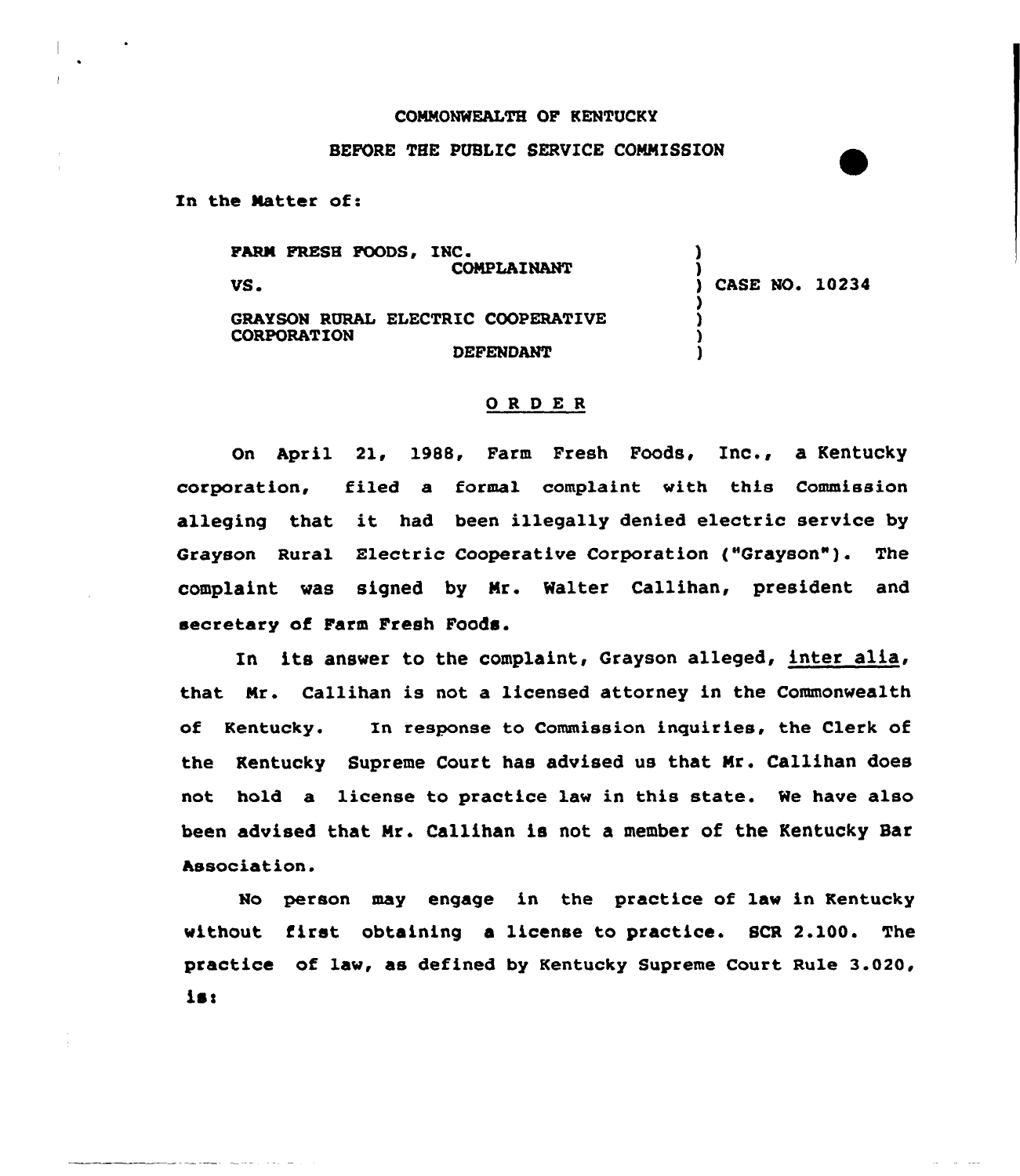COMMONWEALTH OF KENTUCKY

BEFORE THE PUBLIC SERVICE COMMISSION

In the Matter of:

| | |
|---|---|
| FARM FRESH FOODS, INC.<br>COMPLAINANT<br>VS.<br>GRAYSON RURAL ELECTRIC COOPERATIVE CORPORATION<br>DEFENDANT | ) CASE NO. 10234 |

# ORDER

On April 21, 1988, Farm Fresh Foods, Inc., a Kentucky corporation, filed a formal complaint with this Commission alleging that it had been illegally denied electric service by Grayson Rural Electric Cooperative Corporation ("Grayson"). The complaint was signed by Mr. Walter Callihan, president and secretary of Farm Fresh Foods.

In its answer to the complaint, Grayson alleged, inter alia, that Mr. Callihan is not a licensed attorney in the Commonwealth of Kentucky. In response to Commission inquiries, the Clerk of the Kentucky Supreme Court has advised us that Mr. Callihan does not hold a license to practice law in this state. We have also been advised that Mr. Callihan is not a member of the Kentucky Bar Association.

No person may engage in the practice of law in Kentucky without first obtaining a license to practice. SCR 2.100. The practice of law, as defined by Kentucky Supreme Court Rule 3.020, is: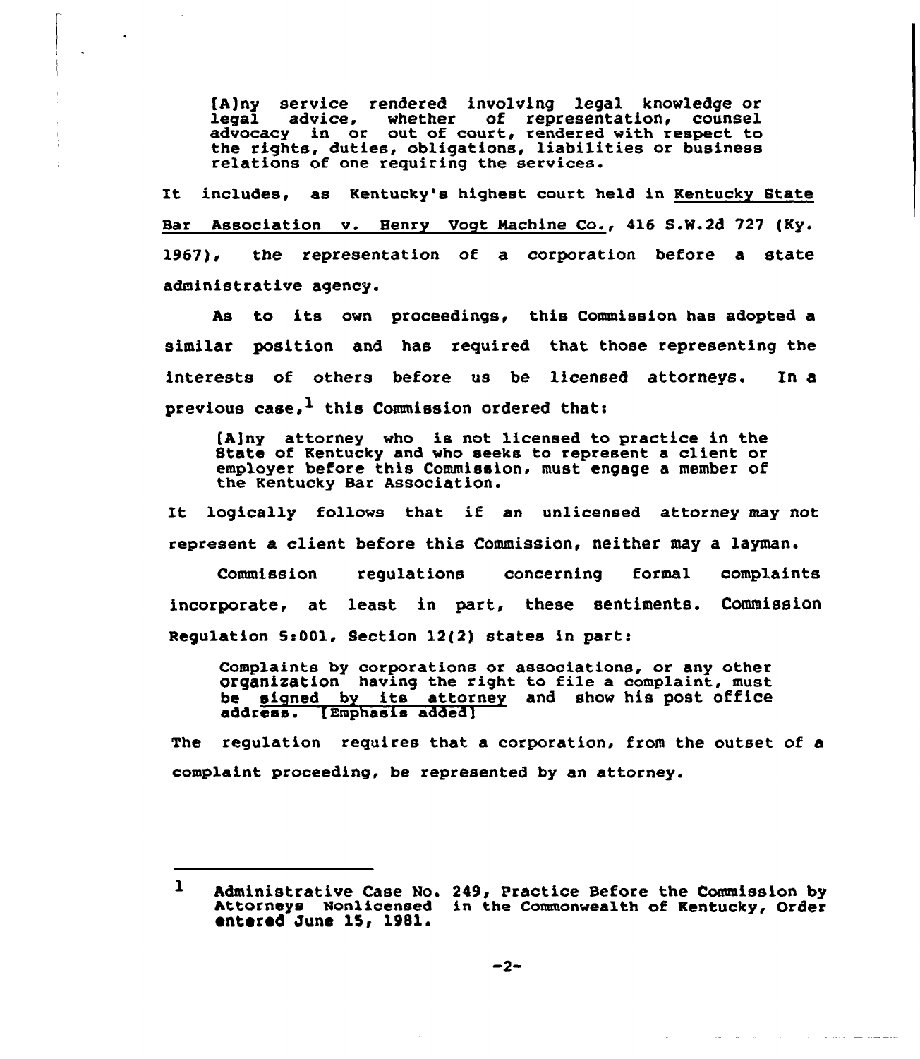> [A]ny service rendered involving legal knowledge or legal advice, whether of representation, counsel advocacy in or out of court, rendered with respect to the rights, duties, obligations, liabilities or business relations of one requiring the services.

It includes, as Kentucky's highest court held in Kentucky State Bar Association v. Henry Vogt Machine Co., 416 S.W.2d 727 (Ky. 1967), the representation of a corporation before a state administrative agency.

As to its own proceedings, this Commission has adopted a similar position and has required that those representing the interests of others before us be licensed attorneys. In a previous case,[1] this Commission ordered that:

> [A]ny attorney who is not licensed to practice in the State of Kentucky and who seeks to represent a client or employer before this Commission, must engage a member of the Kentucky Bar Association.

It logically follows that if an unlicensed attorney may not represent a client before this Commission, neither may a layman.

Commission regulations concerning formal complaints incorporate, at least in part, these sentiments. Commission Regulation 5:001, Section 12(2) states in part:

> Complaints by corporations or associations, or any other organization having the right to file a complaint, must be signed by its attorney and show his post office address. [Emphasis added]

The regulation requires that a corporation, from the outset of a complaint proceeding, be represented by an attorney.

---

[1] Administrative Case No. 249, Practice Before the Commission by Attorneys Nonlicensed in the Commonwealth of Kentucky, Order entered June 15, 1981.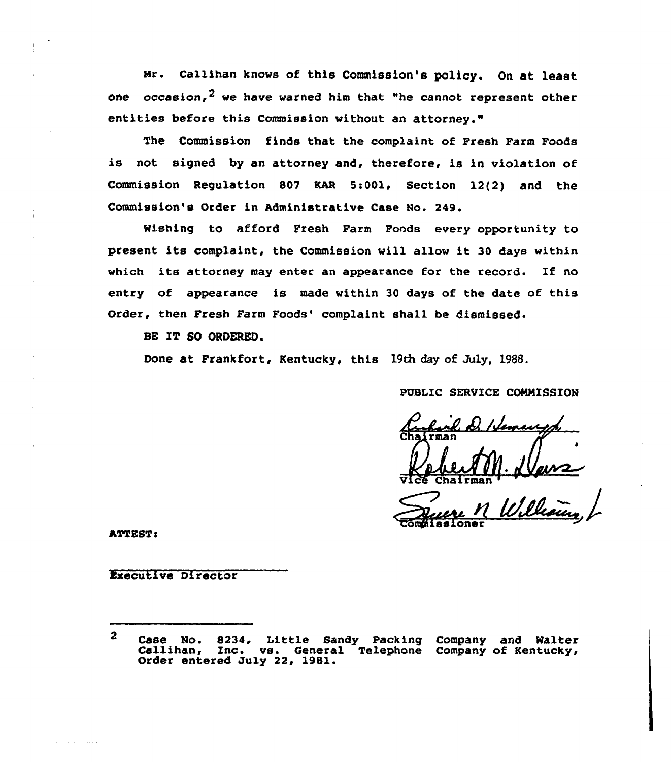Mr. Callihan knows of this Commission's policy. On at least one occasion,[2] we have warned him that "he cannot represent other entities before this Commission without an attorney."

The Commission finds that the complaint of Fresh Farm Foods is not signed by an attorney and, therefore, is in violation of Commission Regulation 807 KAR 5:001, Section 12(2) and the Commission's Order in Administrative Case No. 249.

Wishing to afford Fresh Farm Foods every opportunity to present its complaint, the Commission will allow it 30 days within which its attorney may enter an appearance for the record. If no entry of appearance is made within 30 days of the date of this Order, then Fresh Farm Foods' complaint shall be dismissed.

BE IT SO ORDERED.

Done at Frankfort, Kentucky, this 19th day of July, 1988.

PUBLIC SERVICE COMMISSION

Chairman

Vice Chairman

Commissioner

ATTEST:

Executive Director

---

[2] Case No. 8234, Little Sandy Packing Company and Walter Callihan, Inc. vs. General Telephone Company of Kentucky, Order entered July 22, 1981.